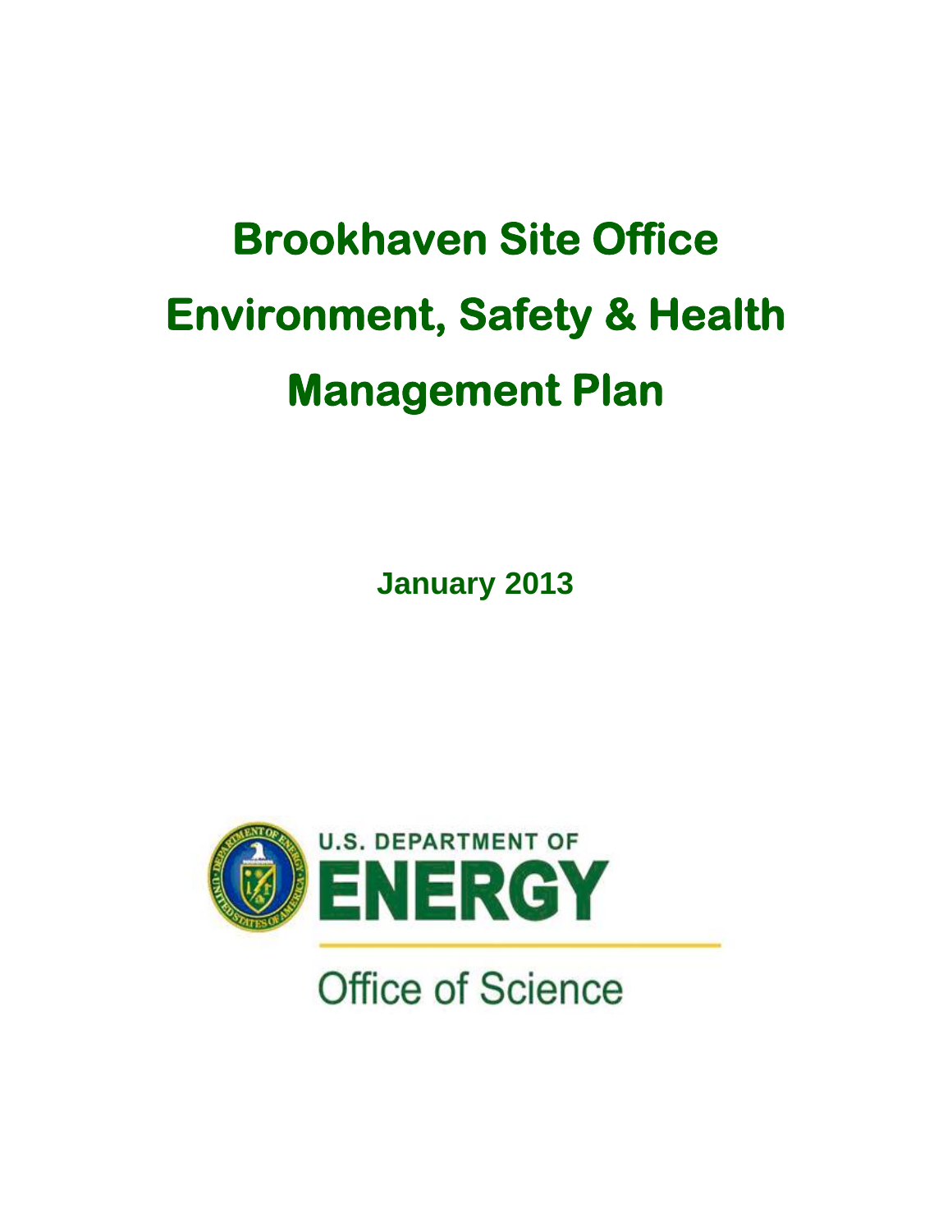# Brookhaven Site Office Environment, Safety & Health Management Plan

**January 2013**

U.S. DEPARTMENT OF ENERGY

Office of Science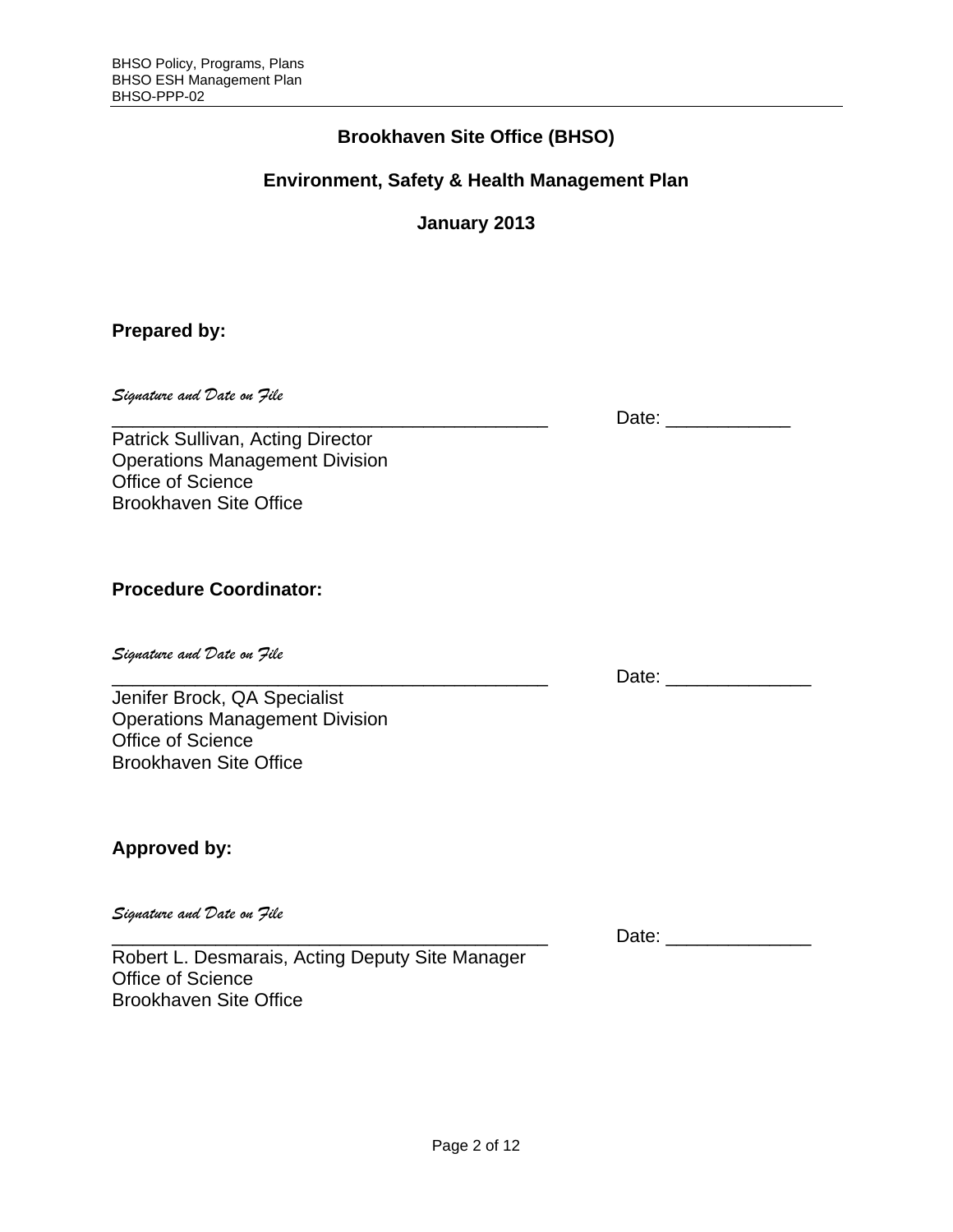# Brookhaven Site Office (BHSO)

## Environment, Safety & Health Management Plan

## January 2013

**Prepared by:**

*Signature and Date on File*

_________________________________________ Date: ____________

Patrick Sullivan, Acting Director
Operations Management Division
Office of Science
Brookhaven Site Office

**Procedure Coordinator:**

*Signature and Date on File*

_________________________________________ Date: ______________

Jenifer Brock, QA Specialist
Operations Management Division
Office of Science
Brookhaven Site Office

**Approved by:**

*Signature and Date on File*

_________________________________________ Date: ______________

Robert L. Desmarais, Acting Deputy Site Manager
Office of Science
Brookhaven Site Office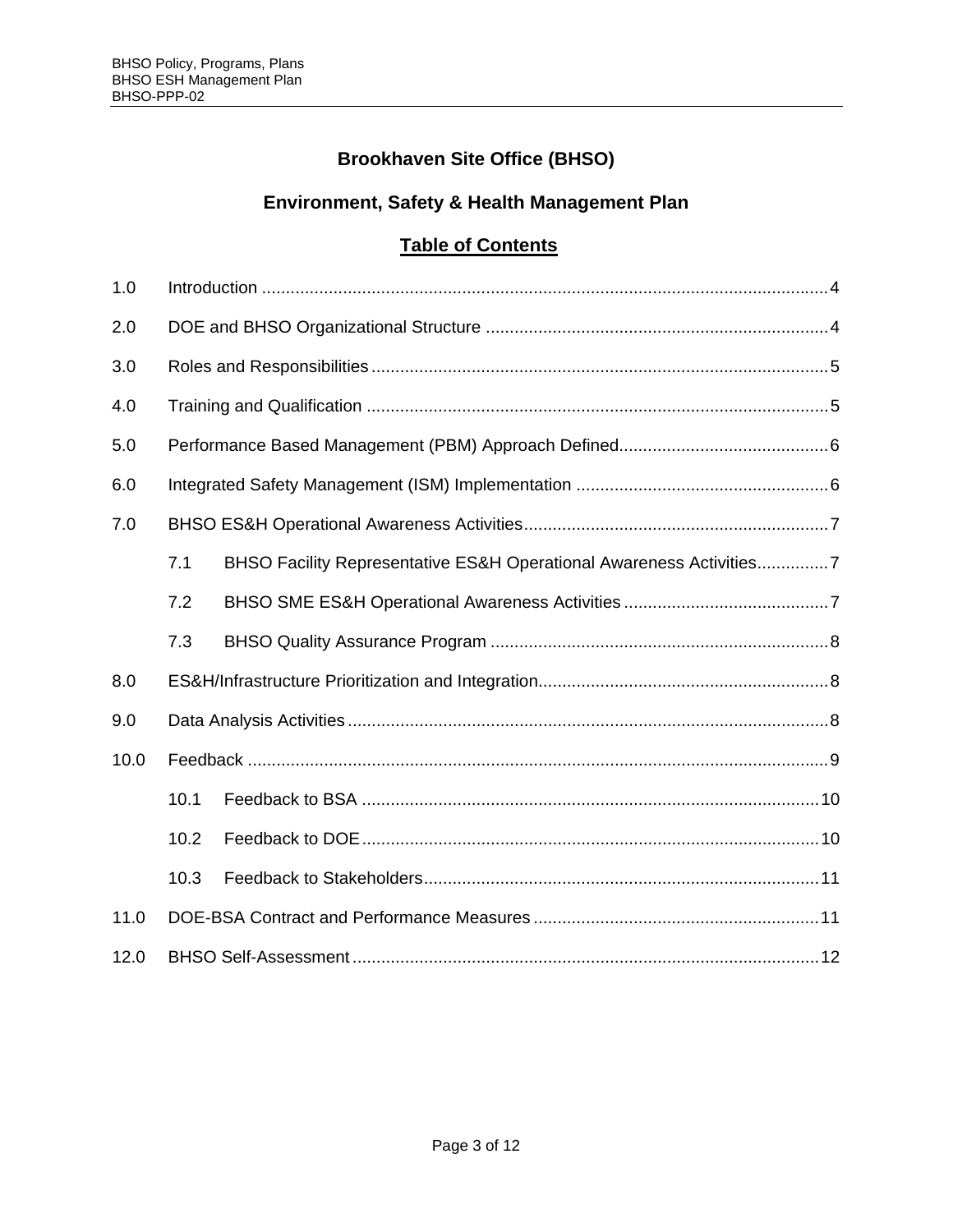# Brookhaven Site Office (BHSO)

## Environment, Safety & Health Management Plan

### Table of Contents

| | | Page |
|---|---|---|
| 1.0 | Introduction | 4 |
| 2.0 | DOE and BHSO Organizational Structure | 4 |
| 3.0 | Roles and Responsibilities | 5 |
| 4.0 | Training and Qualification | 5 |
| 5.0 | Performance Based Management (PBM) Approach Defined | 6 |
| 6.0 | Integrated Safety Management (ISM) Implementation | 6 |
| 7.0 | BHSO ES&H Operational Awareness Activities | 7 |
| 7.1 | BHSO Facility Representative ES&H Operational Awareness Activities | 7 |
| 7.2 | BHSO SME ES&H Operational Awareness Activities | 7 |
| 7.3 | BHSO Quality Assurance Program | 8 |
| 8.0 | ES&H/Infrastructure Prioritization and Integration | 8 |
| 9.0 | Data Analysis Activities | 8 |
| 10.0 | Feedback | 9 |
| 10.1 | Feedback to BSA | 10 |
| 10.2 | Feedback to DOE | 10 |
| 10.3 | Feedback to Stakeholders | 11 |
| 11.0 | DOE-BSA Contract and Performance Measures | 11 |
| 12.0 | BHSO Self-Assessment | 12 |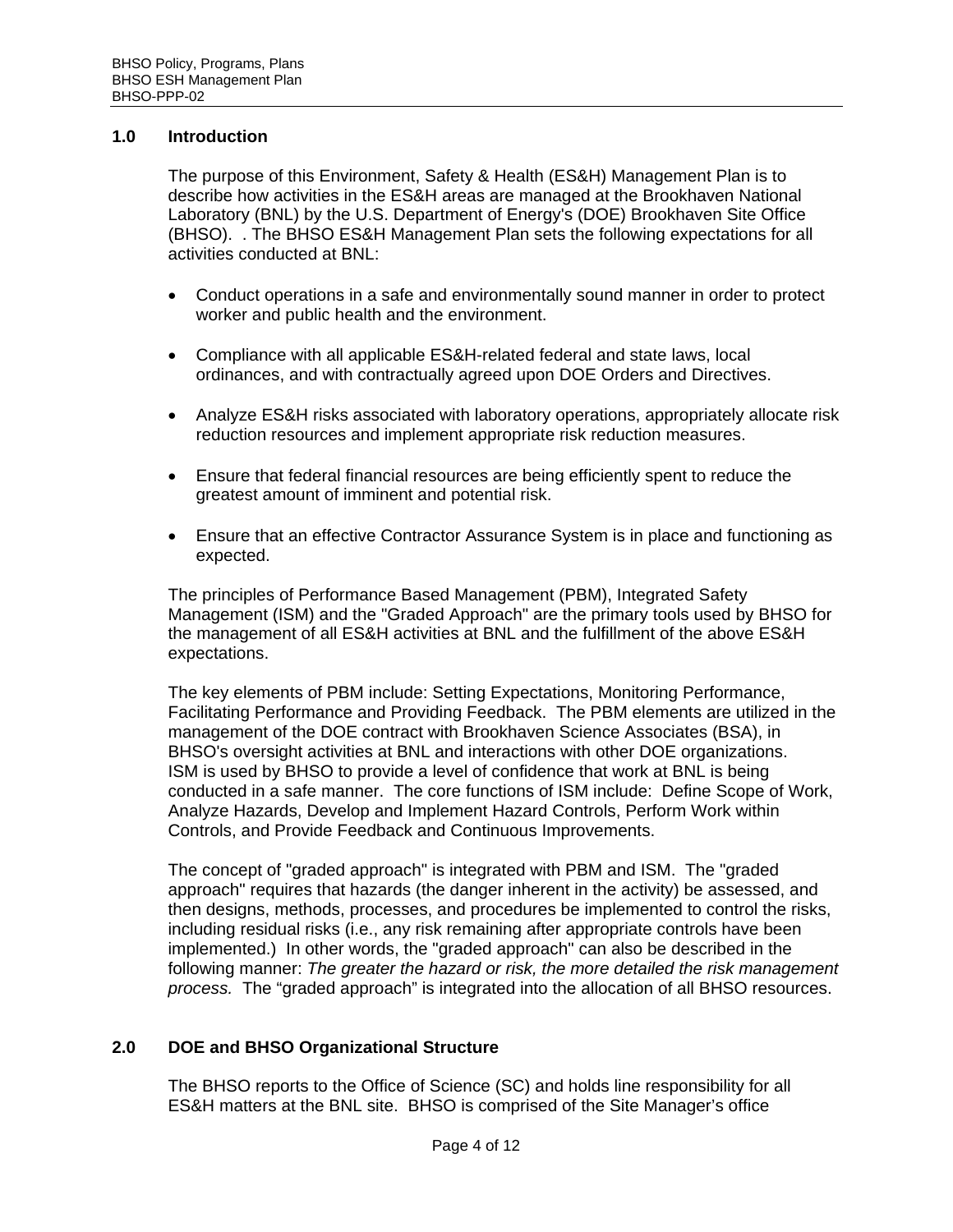## 1.0 Introduction

The purpose of this Environment, Safety & Health (ES&H) Management Plan is to describe how activities in the ES&H areas are managed at the Brookhaven National Laboratory (BNL) by the U.S. Department of Energy's (DOE) Brookhaven Site Office (BHSO).  . The BHSO ES&H Management Plan sets the following expectations for all activities conducted at BNL:

- Conduct operations in a safe and environmentally sound manner in order to protect worker and public health and the environment.
- Compliance with all applicable ES&H-related federal and state laws, local ordinances, and with contractually agreed upon DOE Orders and Directives.
- Analyze ES&H risks associated with laboratory operations, appropriately allocate risk reduction resources and implement appropriate risk reduction measures.
- Ensure that federal financial resources are being efficiently spent to reduce the greatest amount of imminent and potential risk.
- Ensure that an effective Contractor Assurance System is in place and functioning as expected.

The principles of Performance Based Management (PBM), Integrated Safety Management (ISM) and the "Graded Approach" are the primary tools used by BHSO for the management of all ES&H activities at BNL and the fulfillment of the above ES&H expectations.

The key elements of PBM include: Setting Expectations, Monitoring Performance, Facilitating Performance and Providing Feedback.  The PBM elements are utilized in the management of the DOE contract with Brookhaven Science Associates (BSA), in BHSO's oversight activities at BNL and interactions with other DOE organizations. ISM is used by BHSO to provide a level of confidence that work at BNL is being conducted in a safe manner.  The core functions of ISM include:  Define Scope of Work, Analyze Hazards, Develop and Implement Hazard Controls, Perform Work within Controls, and Provide Feedback and Continuous Improvements.

The concept of "graded approach" is integrated with PBM and ISM.  The "graded approach" requires that hazards (the danger inherent in the activity) be assessed, and then designs, methods, processes, and procedures be implemented to control the risks, including residual risks (i.e., any risk remaining after appropriate controls have been implemented.)  In other words, the "graded approach" can also be described in the following manner: *The greater the hazard or risk, the more detailed the risk management process.*  The “graded approach” is integrated into the allocation of all BHSO resources.

## 2.0 DOE and BHSO Organizational Structure

The BHSO reports to the Office of Science (SC) and holds line responsibility for all ES&H matters at the BNL site.  BHSO is comprised of the Site Manager’s office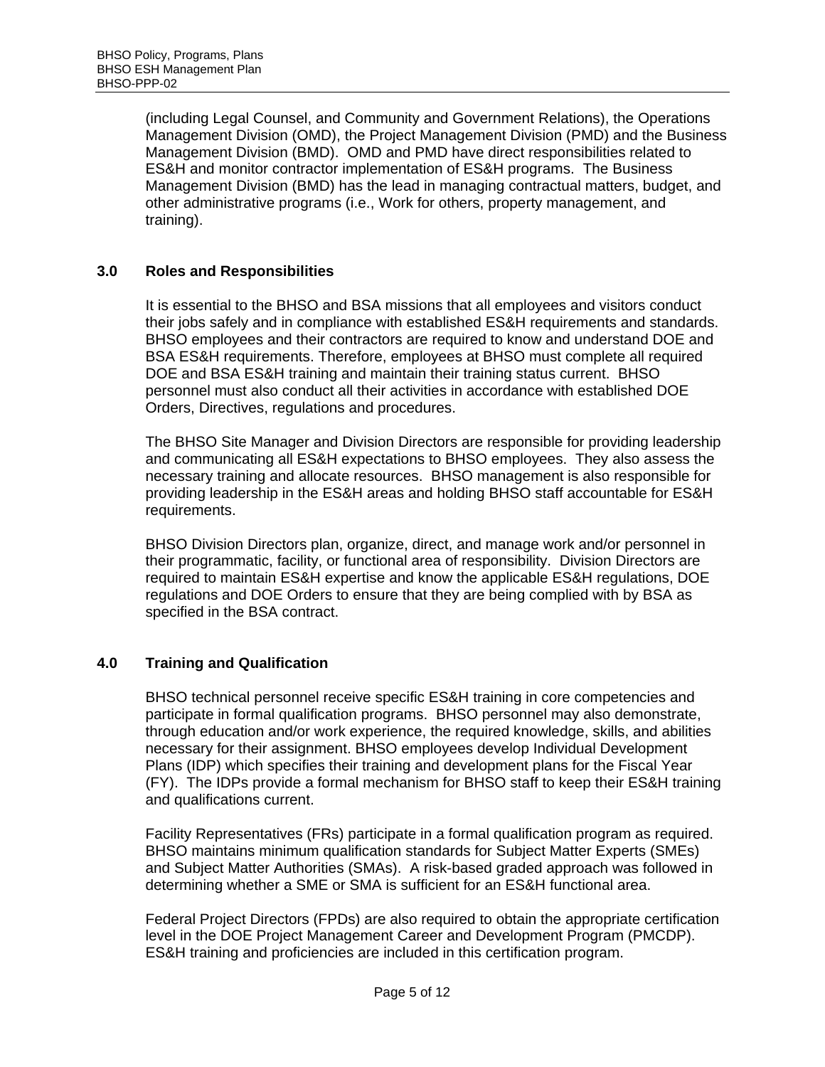(including Legal Counsel, and Community and Government Relations), the Operations Management Division (OMD), the Project Management Division (PMD) and the Business Management Division (BMD). OMD and PMD have direct responsibilities related to ES&H and monitor contractor implementation of ES&H programs. The Business Management Division (BMD) has the lead in managing contractual matters, budget, and other administrative programs (i.e., Work for others, property management, and training).

## 3.0 Roles and Responsibilities

It is essential to the BHSO and BSA missions that all employees and visitors conduct their jobs safely and in compliance with established ES&H requirements and standards. BHSO employees and their contractors are required to know and understand DOE and BSA ES&H requirements. Therefore, employees at BHSO must complete all required DOE and BSA ES&H training and maintain their training status current. BHSO personnel must also conduct all their activities in accordance with established DOE Orders, Directives, regulations and procedures.

The BHSO Site Manager and Division Directors are responsible for providing leadership and communicating all ES&H expectations to BHSO employees. They also assess the necessary training and allocate resources. BHSO management is also responsible for providing leadership in the ES&H areas and holding BHSO staff accountable for ES&H requirements.

BHSO Division Directors plan, organize, direct, and manage work and/or personnel in their programmatic, facility, or functional area of responsibility. Division Directors are required to maintain ES&H expertise and know the applicable ES&H regulations, DOE regulations and DOE Orders to ensure that they are being complied with by BSA as specified in the BSA contract.

## 4.0 Training and Qualification

BHSO technical personnel receive specific ES&H training in core competencies and participate in formal qualification programs. BHSO personnel may also demonstrate, through education and/or work experience, the required knowledge, skills, and abilities necessary for their assignment. BHSO employees develop Individual Development Plans (IDP) which specifies their training and development plans for the Fiscal Year (FY). The IDPs provide a formal mechanism for BHSO staff to keep their ES&H training and qualifications current.

Facility Representatives (FRs) participate in a formal qualification program as required. BHSO maintains minimum qualification standards for Subject Matter Experts (SMEs) and Subject Matter Authorities (SMAs). A risk-based graded approach was followed in determining whether a SME or SMA is sufficient for an ES&H functional area.

Federal Project Directors (FPDs) are also required to obtain the appropriate certification level in the DOE Project Management Career and Development Program (PMCDP). ES&H training and proficiencies are included in this certification program.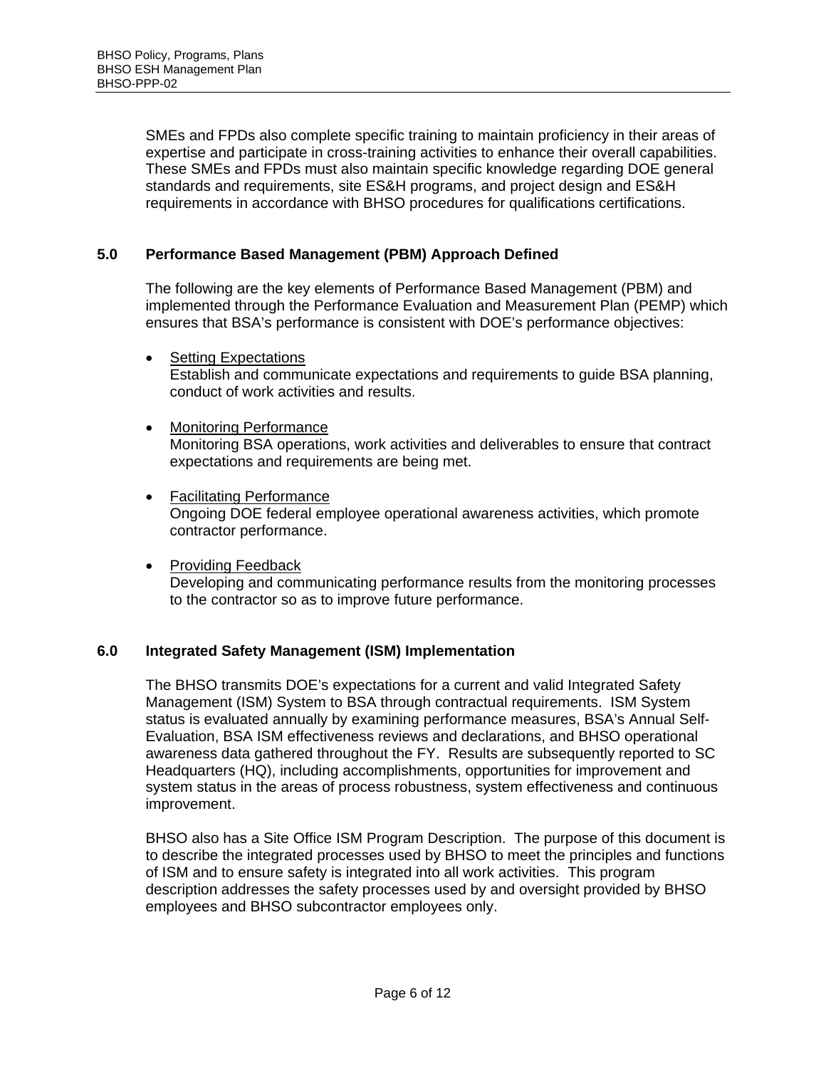SMEs and FPDs also complete specific training to maintain proficiency in their areas of expertise and participate in cross-training activities to enhance their overall capabilities. These SMEs and FPDs must also maintain specific knowledge regarding DOE general standards and requirements, site ES&H programs, and project design and ES&H requirements in accordance with BHSO procedures for qualifications certifications.

## 5.0 Performance Based Management (PBM) Approach Defined

The following are the key elements of Performance Based Management (PBM) and implemented through the Performance Evaluation and Measurement Plan (PEMP) which ensures that BSA's performance is consistent with DOE's performance objectives:

- <u>Setting Expectations</u>
  Establish and communicate expectations and requirements to guide BSA planning, conduct of work activities and results.

- <u>Monitoring Performance</u>
  Monitoring BSA operations, work activities and deliverables to ensure that contract expectations and requirements are being met.

- <u>Facilitating Performance</u>
  Ongoing DOE federal employee operational awareness activities, which promote contractor performance.

- <u>Providing Feedback</u>
  Developing and communicating performance results from the monitoring processes to the contractor so as to improve future performance.

## 6.0 Integrated Safety Management (ISM) Implementation

The BHSO transmits DOE's expectations for a current and valid Integrated Safety Management (ISM) System to BSA through contractual requirements. ISM System status is evaluated annually by examining performance measures, BSA's Annual Self-Evaluation, BSA ISM effectiveness reviews and declarations, and BHSO operational awareness data gathered throughout the FY. Results are subsequently reported to SC Headquarters (HQ), including accomplishments, opportunities for improvement and system status in the areas of process robustness, system effectiveness and continuous improvement.

BHSO also has a Site Office ISM Program Description. The purpose of this document is to describe the integrated processes used by BHSO to meet the principles and functions of ISM and to ensure safety is integrated into all work activities. This program description addresses the safety processes used by and oversight provided by BHSO employees and BHSO subcontractor employees only.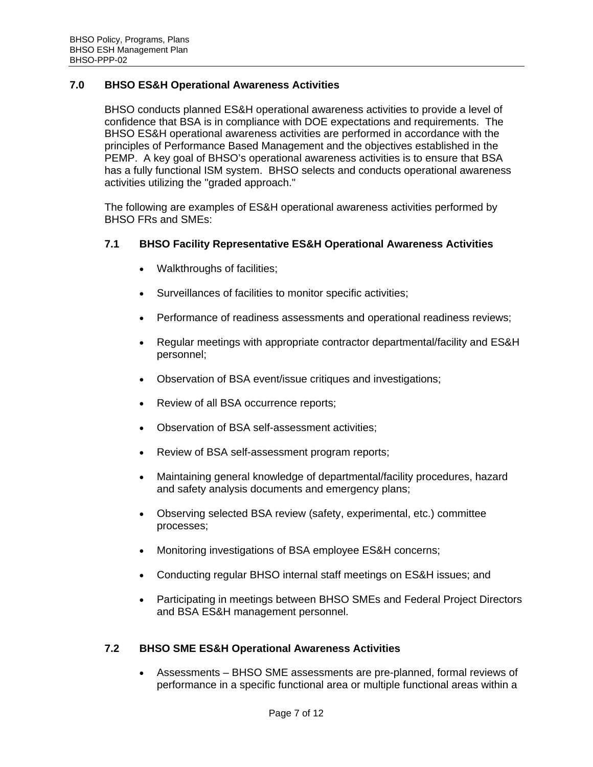## 7.0 BHSO ES&H Operational Awareness Activities

BHSO conducts planned ES&H operational awareness activities to provide a level of confidence that BSA is in compliance with DOE expectations and requirements. The BHSO ES&H operational awareness activities are performed in accordance with the principles of Performance Based Management and the objectives established in the PEMP. A key goal of BHSO's operational awareness activities is to ensure that BSA has a fully functional ISM system. BHSO selects and conducts operational awareness activities utilizing the "graded approach."

The following are examples of ES&H operational awareness activities performed by BHSO FRs and SMEs:

### 7.1 BHSO Facility Representative ES&H Operational Awareness Activities

- Walkthroughs of facilities;
- Surveillances of facilities to monitor specific activities;
- Performance of readiness assessments and operational readiness reviews;
- Regular meetings with appropriate contractor departmental/facility and ES&H personnel;
- Observation of BSA event/issue critiques and investigations;
- Review of all BSA occurrence reports;
- Observation of BSA self-assessment activities;
- Review of BSA self-assessment program reports;
- Maintaining general knowledge of departmental/facility procedures, hazard and safety analysis documents and emergency plans;
- Observing selected BSA review (safety, experimental, etc.) committee processes;
- Monitoring investigations of BSA employee ES&H concerns;
- Conducting regular BHSO internal staff meetings on ES&H issues; and
- Participating in meetings between BHSO SMEs and Federal Project Directors and BSA ES&H management personnel.

### 7.2 BHSO SME ES&H Operational Awareness Activities

- Assessments – BHSO SME assessments are pre-planned, formal reviews of performance in a specific functional area or multiple functional areas within a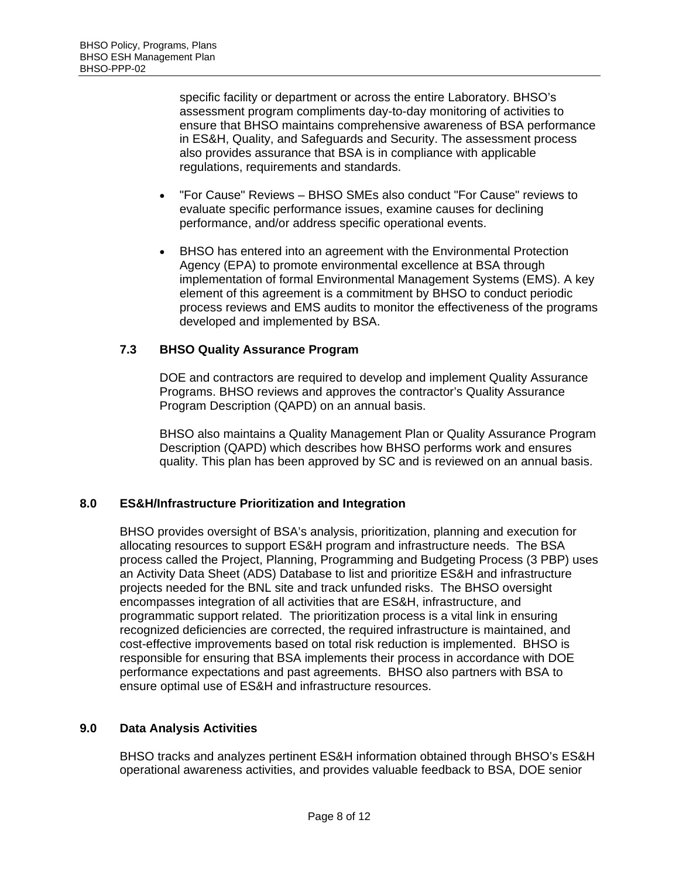specific facility or department or across the entire Laboratory. BHSO's assessment program compliments day-to-day monitoring of activities to ensure that BHSO maintains comprehensive awareness of BSA performance in ES&H, Quality, and Safeguards and Security. The assessment process also provides assurance that BSA is in compliance with applicable regulations, requirements and standards.

- "For Cause" Reviews – BHSO SMEs also conduct "For Cause" reviews to evaluate specific performance issues, examine causes for declining performance, and/or address specific operational events.
- BHSO has entered into an agreement with the Environmental Protection Agency (EPA) to promote environmental excellence at BSA through implementation of formal Environmental Management Systems (EMS). A key element of this agreement is a commitment by BHSO to conduct periodic process reviews and EMS audits to monitor the effectiveness of the programs developed and implemented by BSA.

### 7.3 BHSO Quality Assurance Program

DOE and contractors are required to develop and implement Quality Assurance Programs. BHSO reviews and approves the contractor's Quality Assurance Program Description (QAPD) on an annual basis.

BHSO also maintains a Quality Management Plan or Quality Assurance Program Description (QAPD) which describes how BHSO performs work and ensures quality. This plan has been approved by SC and is reviewed on an annual basis.

## 8.0 ES&H/Infrastructure Prioritization and Integration

BHSO provides oversight of BSA's analysis, prioritization, planning and execution for allocating resources to support ES&H program and infrastructure needs. The BSA process called the Project, Planning, Programming and Budgeting Process (3 PBP) uses an Activity Data Sheet (ADS) Database to list and prioritize ES&H and infrastructure projects needed for the BNL site and track unfunded risks. The BHSO oversight encompasses integration of all activities that are ES&H, infrastructure, and programmatic support related. The prioritization process is a vital link in ensuring recognized deficiencies are corrected, the required infrastructure is maintained, and cost-effective improvements based on total risk reduction is implemented. BHSO is responsible for ensuring that BSA implements their process in accordance with DOE performance expectations and past agreements. BHSO also partners with BSA to ensure optimal use of ES&H and infrastructure resources.

## 9.0 Data Analysis Activities

BHSO tracks and analyzes pertinent ES&H information obtained through BHSO's ES&H operational awareness activities, and provides valuable feedback to BSA, DOE senior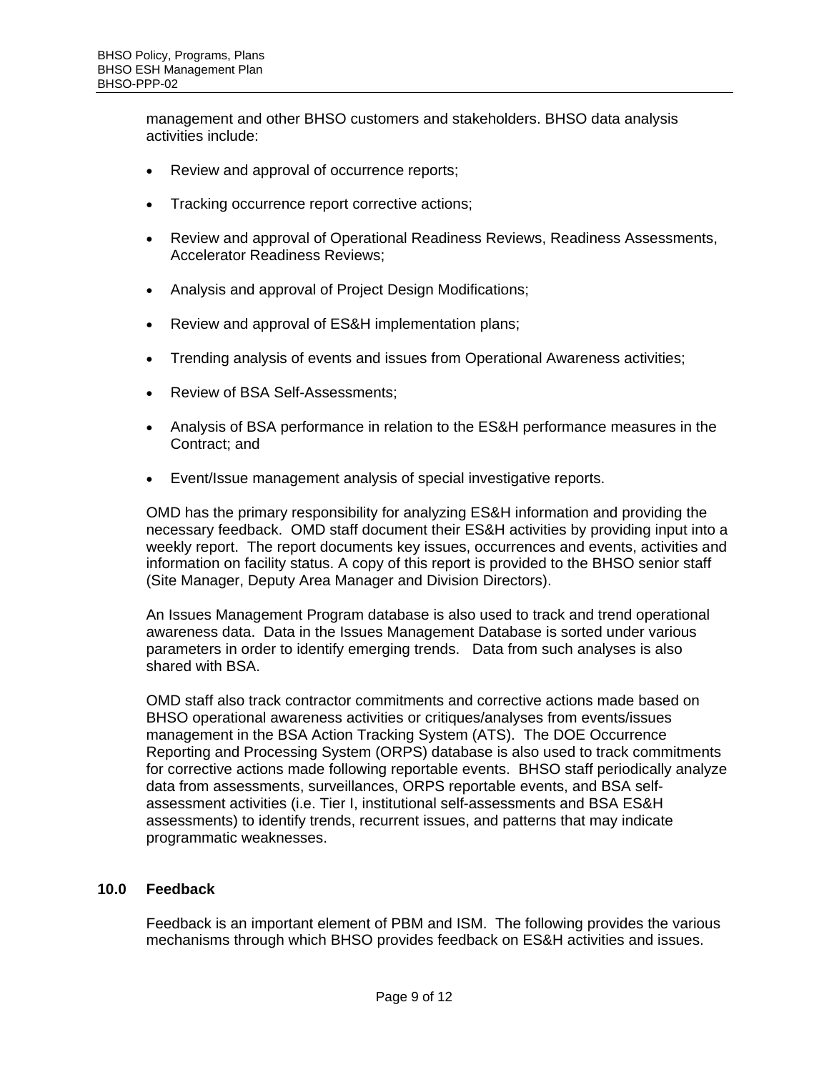management and other BHSO customers and stakeholders. BHSO data analysis activities include:

- Review and approval of occurrence reports;
- Tracking occurrence report corrective actions;
- Review and approval of Operational Readiness Reviews, Readiness Assessments, Accelerator Readiness Reviews;
- Analysis and approval of Project Design Modifications;
- Review and approval of ES&H implementation plans;
- Trending analysis of events and issues from Operational Awareness activities;
- Review of BSA Self-Assessments;
- Analysis of BSA performance in relation to the ES&H performance measures in the Contract; and
- Event/Issue management analysis of special investigative reports.

OMD has the primary responsibility for analyzing ES&H information and providing the necessary feedback. OMD staff document their ES&H activities by providing input into a weekly report. The report documents key issues, occurrences and events, activities and information on facility status. A copy of this report is provided to the BHSO senior staff (Site Manager, Deputy Area Manager and Division Directors).

An Issues Management Program database is also used to track and trend operational awareness data. Data in the Issues Management Database is sorted under various parameters in order to identify emerging trends. Data from such analyses is also shared with BSA.

OMD staff also track contractor commitments and corrective actions made based on BHSO operational awareness activities or critiques/analyses from events/issues management in the BSA Action Tracking System (ATS). The DOE Occurrence Reporting and Processing System (ORPS) database is also used to track commitments for corrective actions made following reportable events. BHSO staff periodically analyze data from assessments, surveillances, ORPS reportable events, and BSA self-assessment activities (i.e. Tier I, institutional self-assessments and BSA ES&H assessments) to identify trends, recurrent issues, and patterns that may indicate programmatic weaknesses.

## 10.0 Feedback

Feedback is an important element of PBM and ISM. The following provides the various mechanisms through which BHSO provides feedback on ES&H activities and issues.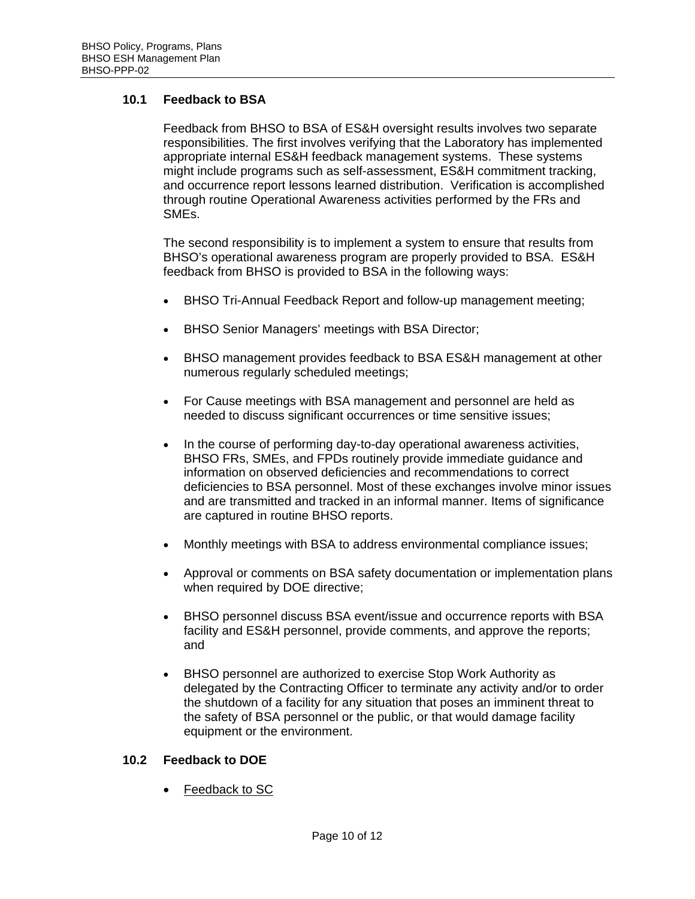## 10.1 Feedback to BSA

Feedback from BHSO to BSA of ES&H oversight results involves two separate responsibilities. The first involves verifying that the Laboratory has implemented appropriate internal ES&H feedback management systems. These systems might include programs such as self-assessment, ES&H commitment tracking, and occurrence report lessons learned distribution. Verification is accomplished through routine Operational Awareness activities performed by the FRs and SMEs.

The second responsibility is to implement a system to ensure that results from BHSO's operational awareness program are properly provided to BSA. ES&H feedback from BHSO is provided to BSA in the following ways:

- BHSO Tri-Annual Feedback Report and follow-up management meeting;
- BHSO Senior Managers' meetings with BSA Director;
- BHSO management provides feedback to BSA ES&H management at other numerous regularly scheduled meetings;
- For Cause meetings with BSA management and personnel are held as needed to discuss significant occurrences or time sensitive issues;
- In the course of performing day-to-day operational awareness activities, BHSO FRs, SMEs, and FPDs routinely provide immediate guidance and information on observed deficiencies and recommendations to correct deficiencies to BSA personnel. Most of these exchanges involve minor issues and are transmitted and tracked in an informal manner. Items of significance are captured in routine BHSO reports.
- Monthly meetings with BSA to address environmental compliance issues;
- Approval or comments on BSA safety documentation or implementation plans when required by DOE directive;
- BHSO personnel discuss BSA event/issue and occurrence reports with BSA facility and ES&H personnel, provide comments, and approve the reports; and
- BHSO personnel are authorized to exercise Stop Work Authority as delegated by the Contracting Officer to terminate any activity and/or to order the shutdown of a facility for any situation that poses an imminent threat to the safety of BSA personnel or the public, or that would damage facility equipment or the environment.

## 10.2 Feedback to DOE

- <u>Feedback to SC</u>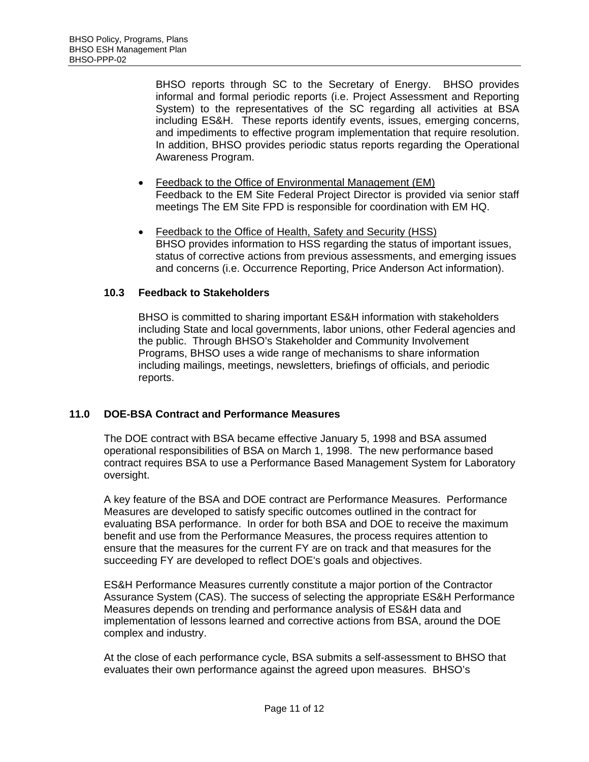BHSO reports through SC to the Secretary of Energy. BHSO provides informal and formal periodic reports (i.e. Project Assessment and Reporting System) to the representatives of the SC regarding all activities at BSA including ES&H. These reports identify events, issues, emerging concerns, and impediments to effective program implementation that require resolution. In addition, BHSO provides periodic status reports regarding the Operational Awareness Program.

- Feedback to the Office of Environmental Management (EM)
  Feedback to the EM Site Federal Project Director is provided via senior staff meetings The EM Site FPD is responsible for coordination with EM HQ.

- Feedback to the Office of Health, Safety and Security (HSS)
  BHSO provides information to HSS regarding the status of important issues, status of corrective actions from previous assessments, and emerging issues and concerns (i.e. Occurrence Reporting, Price Anderson Act information).

### 10.3 Feedback to Stakeholders

BHSO is committed to sharing important ES&H information with stakeholders including State and local governments, labor unions, other Federal agencies and the public. Through BHSO's Stakeholder and Community Involvement Programs, BHSO uses a wide range of mechanisms to share information including mailings, meetings, newsletters, briefings of officials, and periodic reports.

## 11.0 DOE-BSA Contract and Performance Measures

The DOE contract with BSA became effective January 5, 1998 and BSA assumed operational responsibilities of BSA on March 1, 1998. The new performance based contract requires BSA to use a Performance Based Management System for Laboratory oversight.

A key feature of the BSA and DOE contract are Performance Measures. Performance Measures are developed to satisfy specific outcomes outlined in the contract for evaluating BSA performance. In order for both BSA and DOE to receive the maximum benefit and use from the Performance Measures, the process requires attention to ensure that the measures for the current FY are on track and that measures for the succeeding FY are developed to reflect DOE's goals and objectives.

ES&H Performance Measures currently constitute a major portion of the Contractor Assurance System (CAS). The success of selecting the appropriate ES&H Performance Measures depends on trending and performance analysis of ES&H data and implementation of lessons learned and corrective actions from BSA, around the DOE complex and industry.

At the close of each performance cycle, BSA submits a self-assessment to BHSO that evaluates their own performance against the agreed upon measures. BHSO's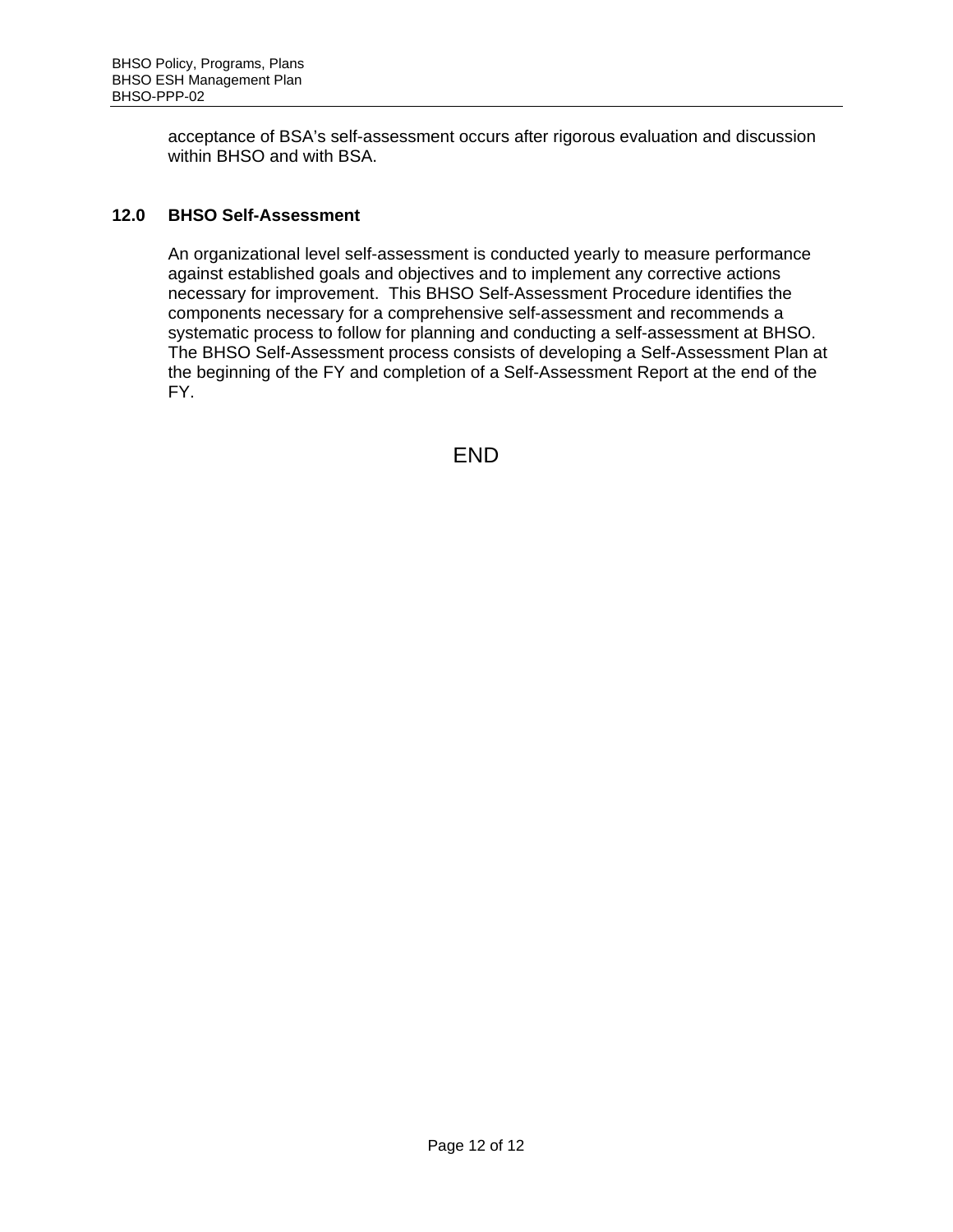acceptance of BSA's self-assessment occurs after rigorous evaluation and discussion within BHSO and with BSA.

## 12.0 BHSO Self-Assessment

An organizational level self-assessment is conducted yearly to measure performance against established goals and objectives and to implement any corrective actions necessary for improvement. This BHSO Self-Assessment Procedure identifies the components necessary for a comprehensive self-assessment and recommends a systematic process to follow for planning and conducting a self-assessment at BHSO. The BHSO Self-Assessment process consists of developing a Self-Assessment Plan at the beginning of the FY and completion of a Self-Assessment Report at the end of the FY.

END